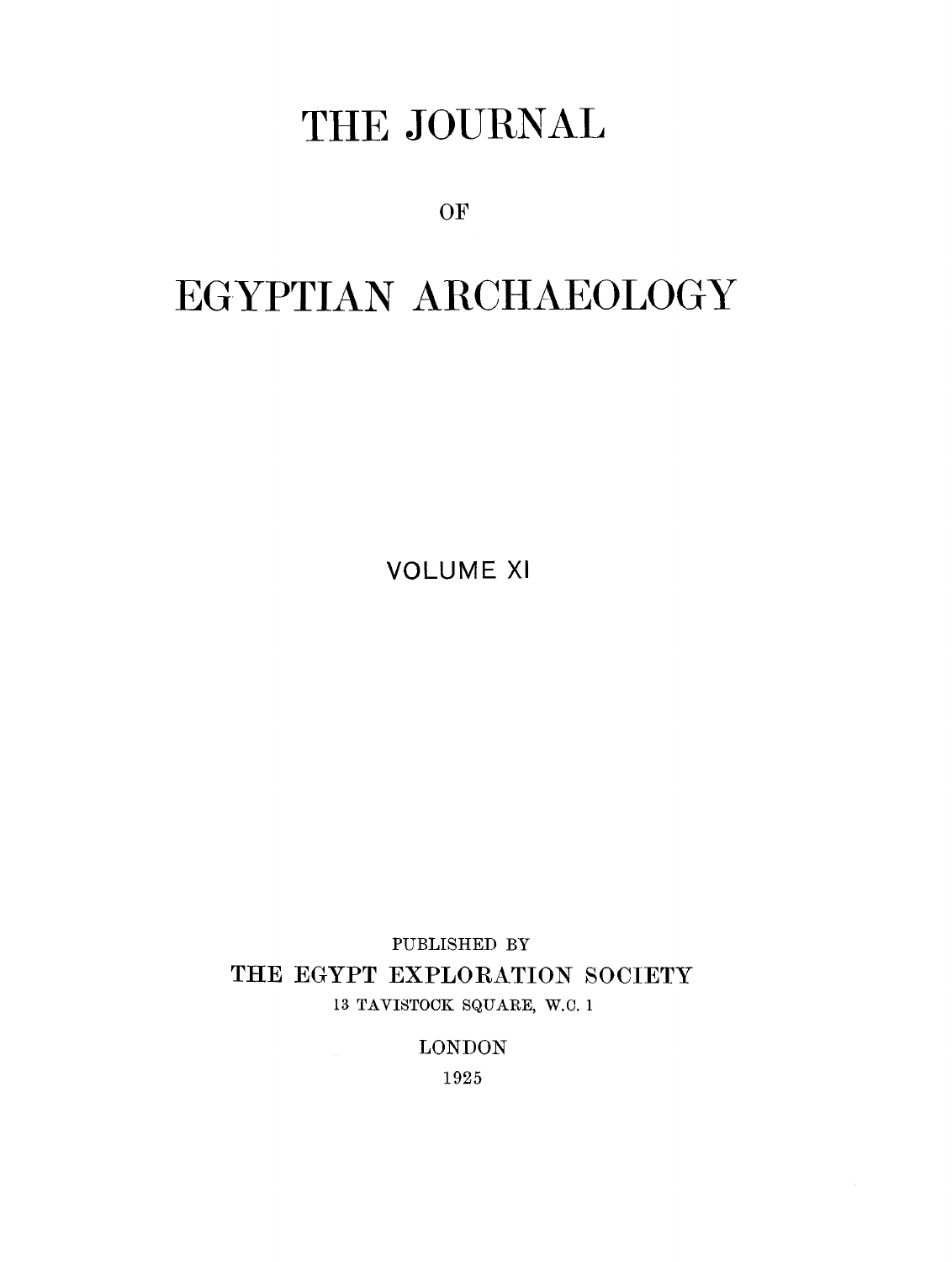# THE JOURNAL

OF

# EGYPTIAN ARCHAEOLOGY

VOLUME XI

PUBLISHED BY

THE EGYPT EXPLORATION SOCIETY

13 TAVISTOCK SQUARE, W.C. 1

LONDON

1925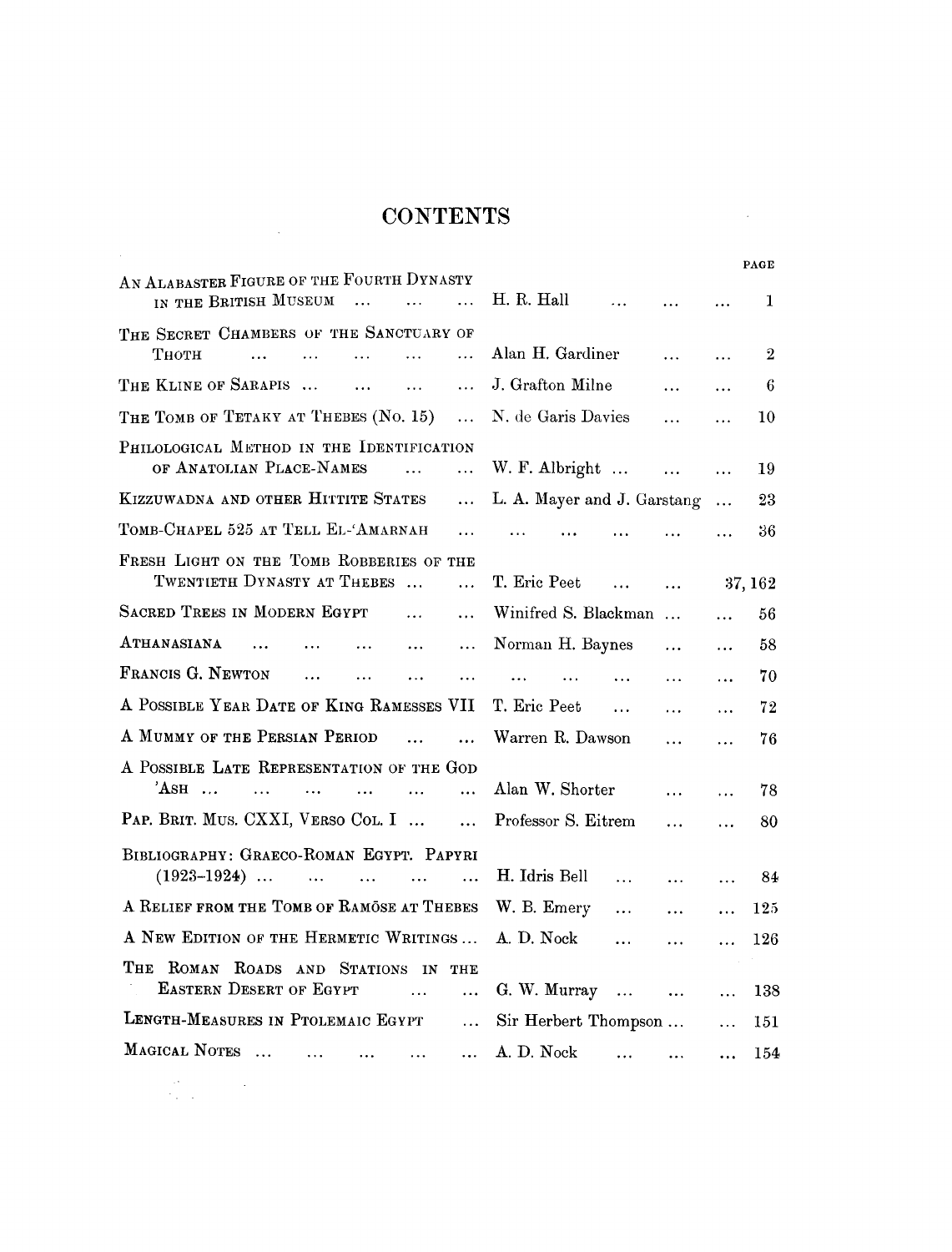# CONTENTS

| | | PAGE |
|---|---|---|
| An Alabaster Figure of the Fourth Dynasty in the British Museum | H. R. Hall | 1 |
| The Secret Chambers of the Sanctuary of Thoth | Alan H. Gardiner | 2 |
| The Kline of Sarapis | J. Grafton Milne | 6 |
| The Tomb of Tetaky at Thebes (No. 15) | N. de Garis Davies | 10 |
| Philological Method in the Identification of Anatolian Place-Names | W. F. Albright | 19 |
| Kizzuwadna and other Hittite States | L. A. Mayer and J. Garstang | 23 |
| Tomb-Chapel 525 at Tell El-ʿAmarnah | | 36 |
| Fresh Light on the Tomb Robberies of the Twentieth Dynasty at Thebes | T. Eric Peet | 37, 162 |
| Sacred Trees in Modern Egypt | Winifred S. Blackman | 56 |
| Athanasiana | Norman H. Baynes | 58 |
| Francis G. Newton | | 70 |
| A Possible Year Date of King Ramesses VII | T. Eric Peet | 72 |
| A Mummy of the Persian Period | Warren R. Dawson | 76 |
| A Possible Late Representation of the God ʾAsh | Alan W. Shorter | 78 |
| Pap. Brit. Mus. CXXI, Verso Col. I | Professor S. Eitrem | 80 |
| Bibliography: Graeco-Roman Egypt. Papyri (1923–1924) | H. Idris Bell | 84 |
| A Relief from the Tomb of Ramōse at Thebes | W. B. Emery | 125 |
| A New Edition of the Hermetic Writings | A. D. Nock | 126 |
| The Roman Roads and Stations in the Eastern Desert of Egypt | G. W. Murray | 138 |
| Length-Measures in Ptolemaic Egypt | Sir Herbert Thompson | 151 |
| Magical Notes | A. D. Nock | 154 |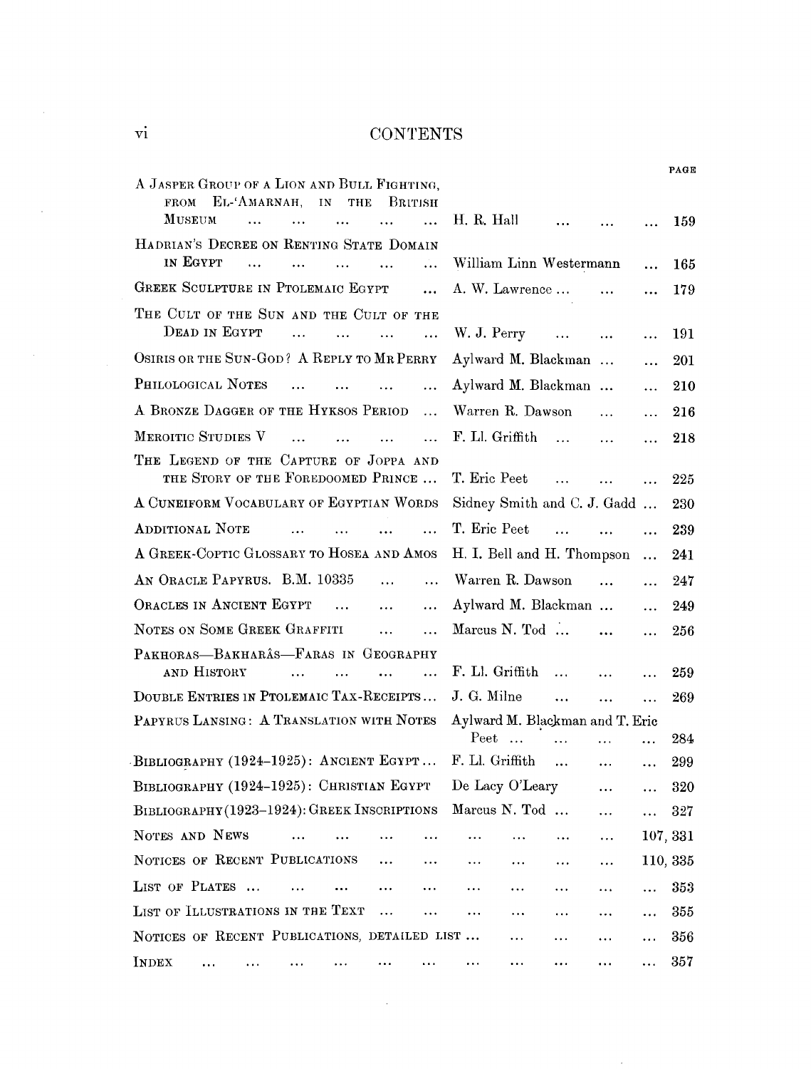# CONTENTS

| | | PAGE |
|---|---|---|
| A Jasper Group of a Lion and Bull Fighting, from El-'Amarnah, in the British Museum | H. R. Hall | 159 |
| Hadrian's Decree on Renting State Domain in Egypt | William Linn Westermann | 165 |
| Greek Sculpture in Ptolemaic Egypt | A. W. Lawrence | 179 |
| The Cult of the Sun and the Cult of the Dead in Egypt | W. J. Perry | 191 |
| Osiris or the Sun-God? A Reply to Mr Perry | Aylward M. Blackman | 201 |
| Philological Notes | Aylward M. Blackman | 210 |
| A Bronze Dagger of the Hyksos Period | Warren R. Dawson | 216 |
| Meroitic Studies V | F. Ll. Griffith | 218 |
| The Legend of the Capture of Joppa and the Story of the Foredoomed Prince | T. Eric Peet | 225 |
| A Cuneiform Vocabulary of Egyptian Words | Sidney Smith and C. J. Gadd | 230 |
| Additional Note | T. Eric Peet | 239 |
| A Greek-Coptic Glossary to Hosea and Amos | H. I. Bell and H. Thompson | 241 |
| An Oracle Papyrus. B.M. 10335 | Warren R. Dawson | 247 |
| Oracles in Ancient Egypt | Aylward M. Blackman | 249 |
| Notes on Some Greek Graffiti | Marcus N. Tod | 256 |
| Pakhoras—Bakharâs—Faras in Geography and History | F. Ll. Griffith | 259 |
| Double Entries in Ptolemaic Tax-Receipts | J. G. Milne | 269 |
| Papyrus Lansing: A Translation with Notes | Aylward M. Blackman and T. Eric Peet | 284 |
| Bibliography (1924–1925): Ancient Egypt | F. Ll. Griffith | 299 |
| Bibliography (1924–1925): Christian Egypt | De Lacy O'Leary | 320 |
| Bibliography (1923–1924): Greek Inscriptions | Marcus N. Tod | 327 |
| Notes and News | | 107, 331 |
| Notices of Recent Publications | | 110, 335 |
| List of Plates | | 353 |
| List of Illustrations in the Text | | 355 |
| Notices of Recent Publications, detailed list | | 356 |
| Index | | 357 |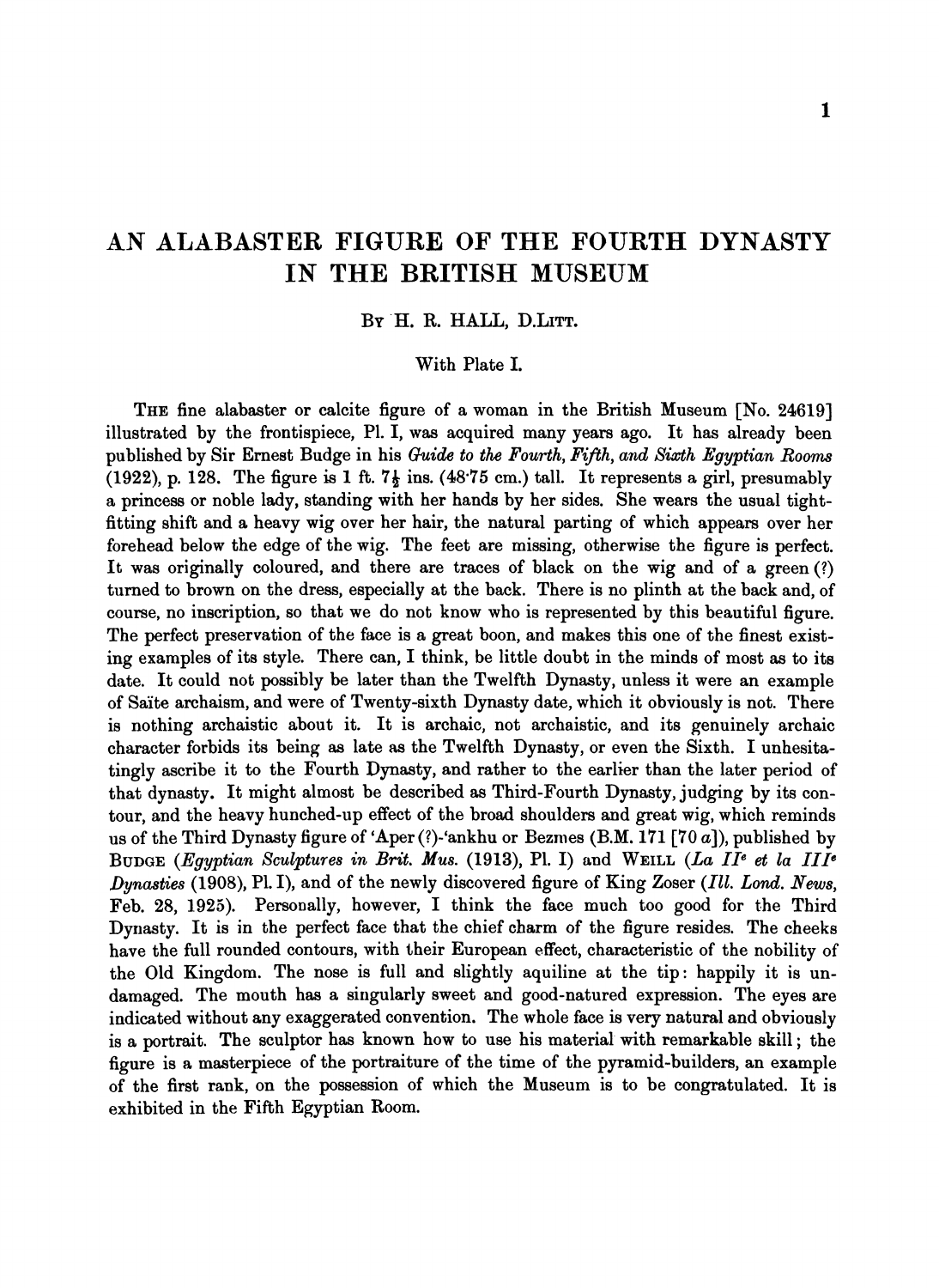# AN ALABASTER FIGURE OF THE FOURTH DYNASTY IN THE BRITISH MUSEUM

By H. R. HALL, D.Litt.

With Plate I.

The fine alabaster or calcite figure of a woman in the British Museum [No. 24619] illustrated by the frontispiece, Pl. I, was acquired many years ago. It has already been published by Sir Ernest Budge in his *Guide to the Fourth, Fifth, and Sixth Egyptian Rooms* (1922), p. 128. The figure is 1 ft. 7½ ins. (48·75 cm.) tall. It represents a girl, presumably a princess or noble lady, standing with her hands by her sides. She wears the usual tight-fitting shift and a heavy wig over her hair, the natural parting of which appears over her forehead below the edge of the wig. The feet are missing, otherwise the figure is perfect. It was originally coloured, and there are traces of black on the wig and of a green (?) turned to brown on the dress, especially at the back. There is no plinth at the back and, of course, no inscription, so that we do not know who is represented by this beautiful figure. The perfect preservation of the face is a great boon, and makes this one of the finest existing examples of its style. There can, I think, be little doubt in the minds of most as to its date. It could not possibly be later than the Twelfth Dynasty, unless it were an example of Saïte archaism, and were of Twenty-sixth Dynasty date, which it obviously is not. There is nothing archaistic about it. It is archaic, not archaistic, and its genuinely archaic character forbids its being as late as the Twelfth Dynasty, or even the Sixth. I unhesitatingly ascribe it to the Fourth Dynasty, and rather to the earlier than the later period of that dynasty. It might almost be described as Third-Fourth Dynasty, judging by its contour, and the heavy hunched-up effect of the broad shoulders and great wig, which reminds us of the Third Dynasty figure of 'Aper (?)-'ankhu or Bezmes (B.M. 171 [70 *a*]), published by Budge (*Egyptian Sculptures in Brit. Mus.* (1913), Pl. I) and Weill (*La IIe et la IIIe Dynasties* (1908), Pl. I), and of the newly discovered figure of King Zoser (*Ill. Lond. News*, Feb. 28, 1925). Personally, however, I think the face much too good for the Third Dynasty. It is in the perfect face that the chief charm of the figure resides. The cheeks have the full rounded contours, with their European effect, characteristic of the nobility of the Old Kingdom. The nose is full and slightly aquiline at the tip: happily it is undamaged. The mouth has a singularly sweet and good-natured expression. The eyes are indicated without any exaggerated convention. The whole face is very natural and obviously is a portrait. The sculptor has known how to use his material with remarkable skill; the figure is a masterpiece of the portraiture of the time of the pyramid-builders, an example of the first rank, on the possession of which the Museum is to be congratulated. It is exhibited in the Fifth Egyptian Room.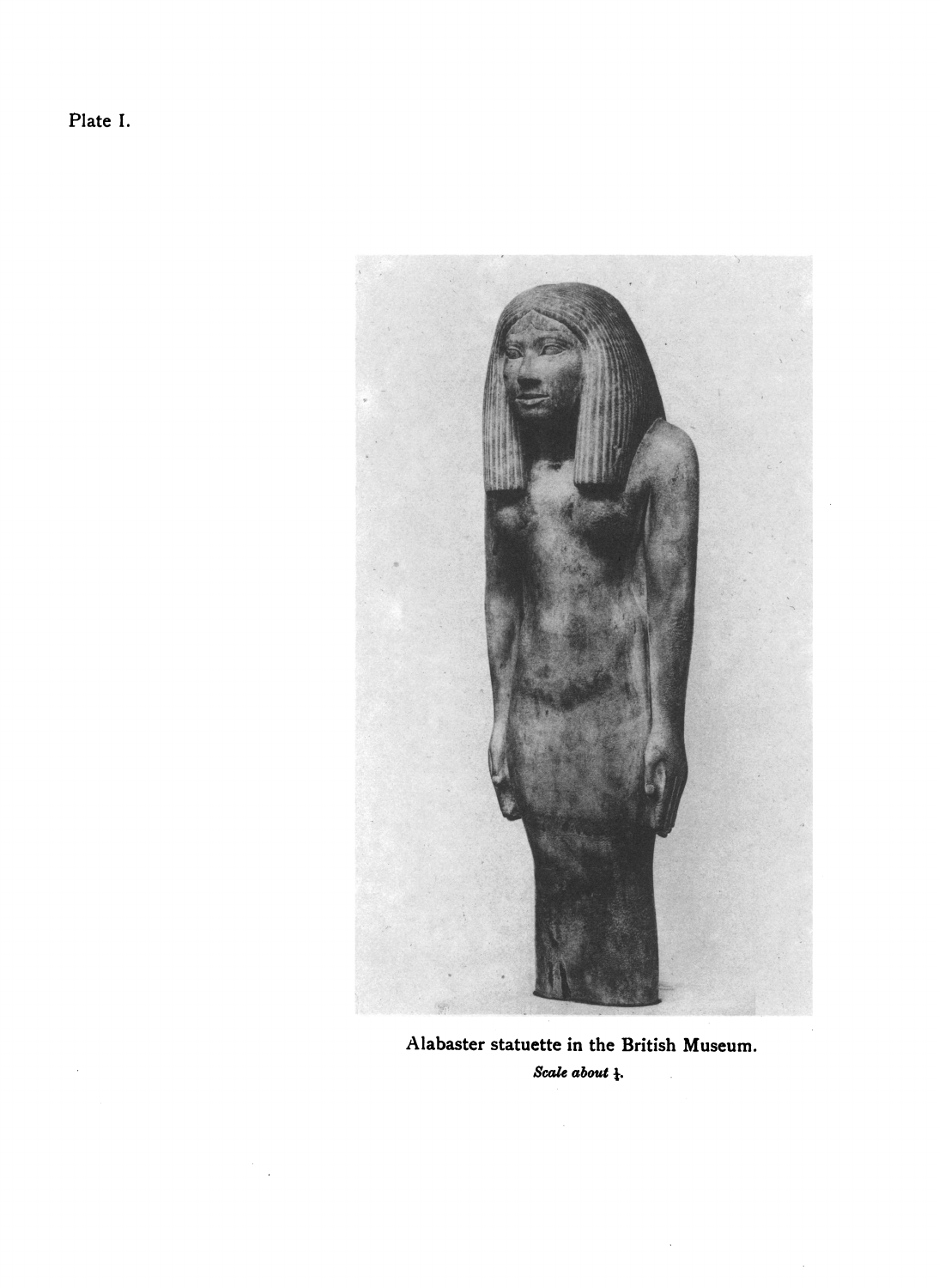Plate I.

Alabaster statuette in the British Museum.

*Scale about ½.*